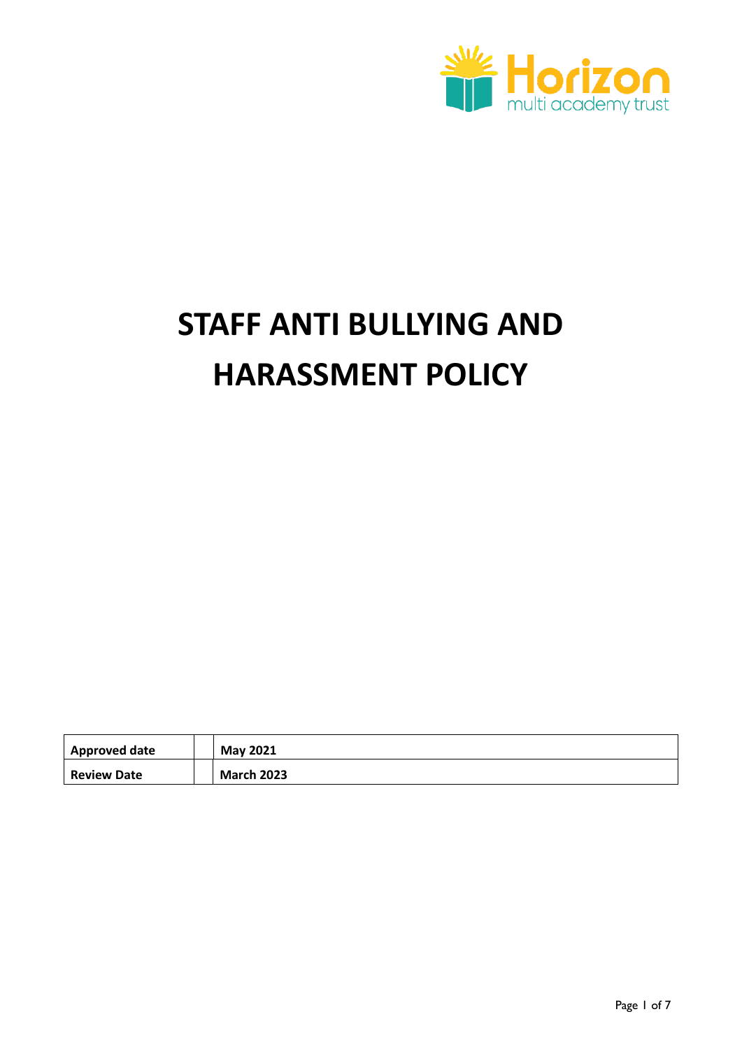Horizon multi academy trust

# STAFF ANTI BULLYING AND HARASSMENT POLICY

| | | |
|---|---|---|
| **Approved date** | | **May 2021** |
| **Review Date** | | **March 2023** |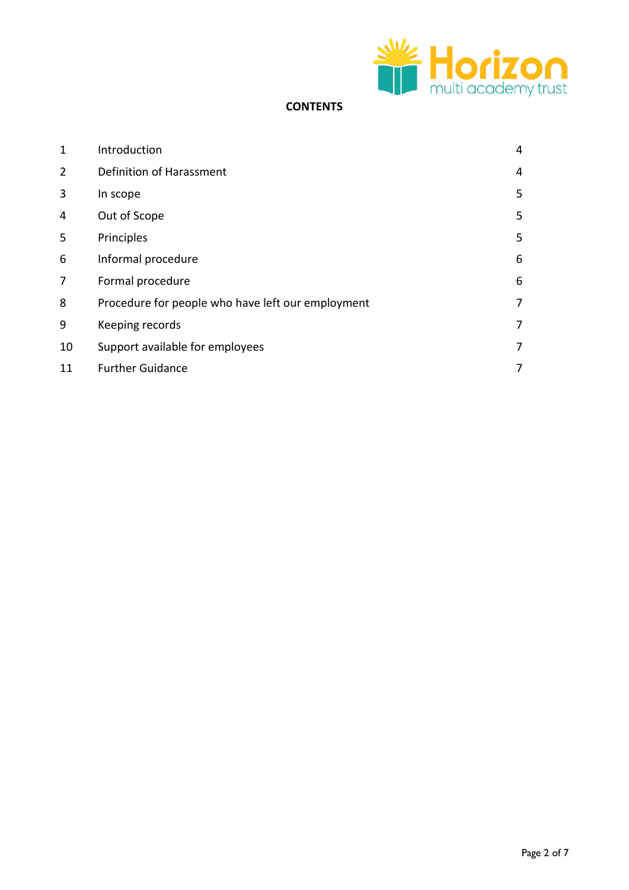**CONTENTS**

| | | |
|---|---|---|
| 1 | Introduction | 4 |
| 2 | Definition of Harassment | 4 |
| 3 | In scope | 5 |
| 4 | Out of Scope | 5 |
| 5 | Principles | 5 |
| 6 | Informal procedure | 6 |
| 7 | Formal procedure | 6 |
| 8 | Procedure for people who have left our employment | 7 |
| 9 | Keeping records | 7 |
| 10 | Support available for employees | 7 |
| 11 | Further Guidance | 7 |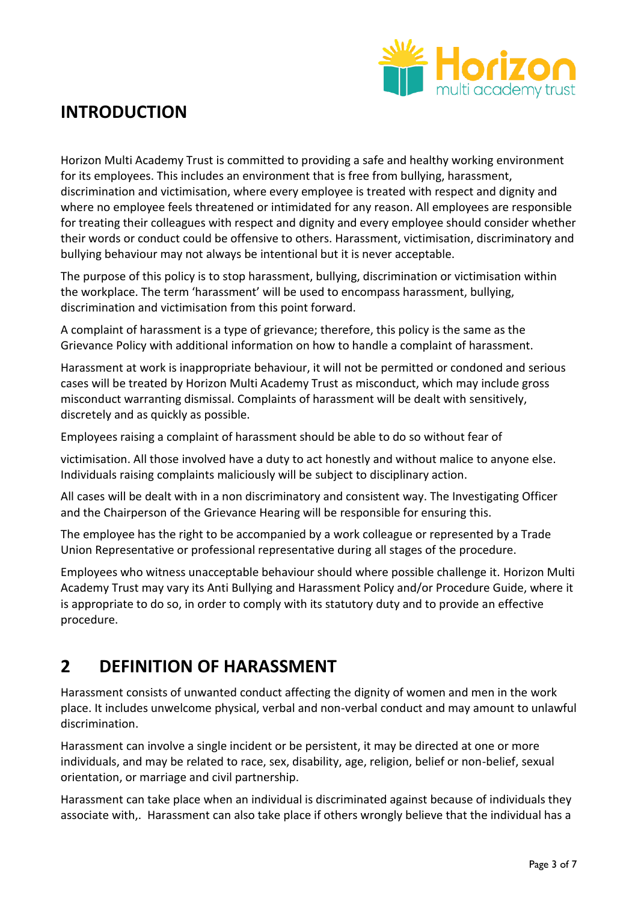## INTRODUCTION

Horizon Multi Academy Trust is committed to providing a safe and healthy working environment for its employees. This includes an environment that is free from bullying, harassment, discrimination and victimisation, where every employee is treated with respect and dignity and where no employee feels threatened or intimidated for any reason. All employees are responsible for treating their colleagues with respect and dignity and every employee should consider whether their words or conduct could be offensive to others. Harassment, victimisation, discriminatory and bullying behaviour may not always be intentional but it is never acceptable.

The purpose of this policy is to stop harassment, bullying, discrimination or victimisation within the workplace. The term 'harassment' will be used to encompass harassment, bullying, discrimination and victimisation from this point forward.

A complaint of harassment is a type of grievance; therefore, this policy is the same as the Grievance Policy with additional information on how to handle a complaint of harassment.

Harassment at work is inappropriate behaviour, it will not be permitted or condoned and serious cases will be treated by Horizon Multi Academy Trust as misconduct, which may include gross misconduct warranting dismissal. Complaints of harassment will be dealt with sensitively, discretely and as quickly as possible.

Employees raising a complaint of harassment should be able to do so without fear of

victimisation. All those involved have a duty to act honestly and without malice to anyone else. Individuals raising complaints maliciously will be subject to disciplinary action.

All cases will be dealt with in a non discriminatory and consistent way. The Investigating Officer and the Chairperson of the Grievance Hearing will be responsible for ensuring this.

The employee has the right to be accompanied by a work colleague or represented by a Trade Union Representative or professional representative during all stages of the procedure.

Employees who witness unacceptable behaviour should where possible challenge it. Horizon Multi Academy Trust may vary its Anti Bullying and Harassment Policy and/or Procedure Guide, where it is appropriate to do so, in order to comply with its statutory duty and to provide an effective procedure.

## 2 DEFINITION OF HARASSMENT

Harassment consists of unwanted conduct affecting the dignity of women and men in the work place. It includes unwelcome physical, verbal and non-verbal conduct and may amount to unlawful discrimination.

Harassment can involve a single incident or be persistent, it may be directed at one or more individuals, and may be related to race, sex, disability, age, religion, belief or non-belief, sexual orientation, or marriage and civil partnership.

Harassment can take place when an individual is discriminated against because of individuals they associate with,. Harassment can also take place if others wrongly believe that the individual has a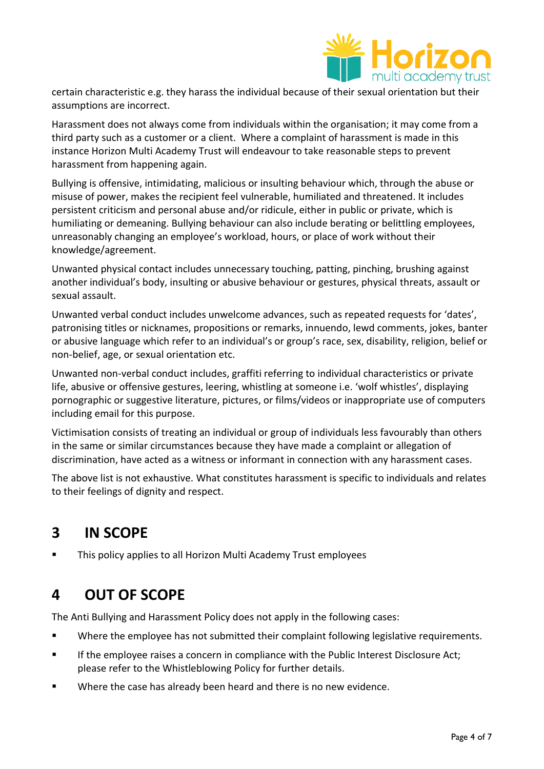certain characteristic e.g. they harass the individual because of their sexual orientation but their assumptions are incorrect.

Harassment does not always come from individuals within the organisation; it may come from a third party such as a customer or a client. Where a complaint of harassment is made in this instance Horizon Multi Academy Trust will endeavour to take reasonable steps to prevent harassment from happening again.

Bullying is offensive, intimidating, malicious or insulting behaviour which, through the abuse or misuse of power, makes the recipient feel vulnerable, humiliated and threatened. It includes persistent criticism and personal abuse and/or ridicule, either in public or private, which is humiliating or demeaning. Bullying behaviour can also include berating or belittling employees, unreasonably changing an employee's workload, hours, or place of work without their knowledge/agreement.

Unwanted physical contact includes unnecessary touching, patting, pinching, brushing against another individual's body, insulting or abusive behaviour or gestures, physical threats, assault or sexual assault.

Unwanted verbal conduct includes unwelcome advances, such as repeated requests for 'dates', patronising titles or nicknames, propositions or remarks, innuendo, lewd comments, jokes, banter or abusive language which refer to an individual's or group's race, sex, disability, religion, belief or non-belief, age, or sexual orientation etc.

Unwanted non-verbal conduct includes, graffiti referring to individual characteristics or private life, abusive or offensive gestures, leering, whistling at someone i.e. 'wolf whistles', displaying pornographic or suggestive literature, pictures, or films/videos or inappropriate use of computers including email for this purpose.

Victimisation consists of treating an individual or group of individuals less favourably than others in the same or similar circumstances because they have made a complaint or allegation of discrimination, have acted as a witness or informant in connection with any harassment cases.

The above list is not exhaustive. What constitutes harassment is specific to individuals and relates to their feelings of dignity and respect.

## 3 IN SCOPE

- This policy applies to all Horizon Multi Academy Trust employees

## 4 OUT OF SCOPE

The Anti Bullying and Harassment Policy does not apply in the following cases:

- Where the employee has not submitted their complaint following legislative requirements.
- If the employee raises a concern in compliance with the Public Interest Disclosure Act; please refer to the Whistleblowing Policy for further details.
- Where the case has already been heard and there is no new evidence.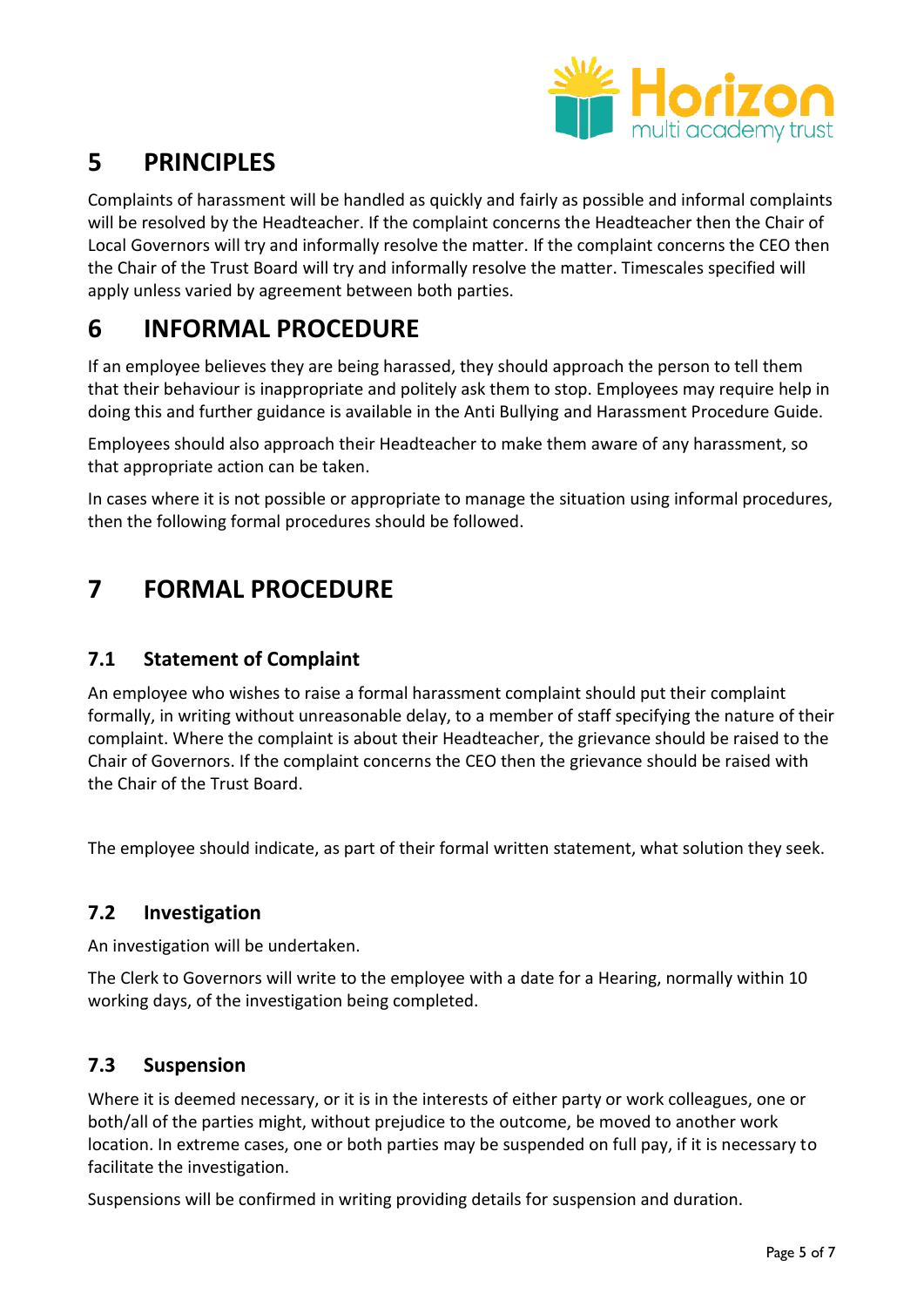## 5 PRINCIPLES

Complaints of harassment will be handled as quickly and fairly as possible and informal complaints will be resolved by the Headteacher. If the complaint concerns the Headteacher then the Chair of Local Governors will try and informally resolve the matter. If the complaint concerns the CEO then the Chair of the Trust Board will try and informally resolve the matter. Timescales specified will apply unless varied by agreement between both parties.

## 6 INFORMAL PROCEDURE

If an employee believes they are being harassed, they should approach the person to tell them that their behaviour is inappropriate and politely ask them to stop. Employees may require help in doing this and further guidance is available in the Anti Bullying and Harassment Procedure Guide.

Employees should also approach their Headteacher to make them aware of any harassment, so that appropriate action can be taken.

In cases where it is not possible or appropriate to manage the situation using informal procedures, then the following formal procedures should be followed.

## 7 FORMAL PROCEDURE

### 7.1 Statement of Complaint

An employee who wishes to raise a formal harassment complaint should put their complaint formally, in writing without unreasonable delay, to a member of staff specifying the nature of their complaint. Where the complaint is about their Headteacher, the grievance should be raised to the Chair of Governors. If the complaint concerns the CEO then the grievance should be raised with the Chair of the Trust Board.

The employee should indicate, as part of their formal written statement, what solution they seek.

### 7.2 Investigation

An investigation will be undertaken.

The Clerk to Governors will write to the employee with a date for a Hearing, normally within 10 working days, of the investigation being completed.

### 7.3 Suspension

Where it is deemed necessary, or it is in the interests of either party or work colleagues, one or both/all of the parties might, without prejudice to the outcome, be moved to another work location. In extreme cases, one or both parties may be suspended on full pay, if it is necessary to facilitate the investigation.

Suspensions will be confirmed in writing providing details for suspension and duration.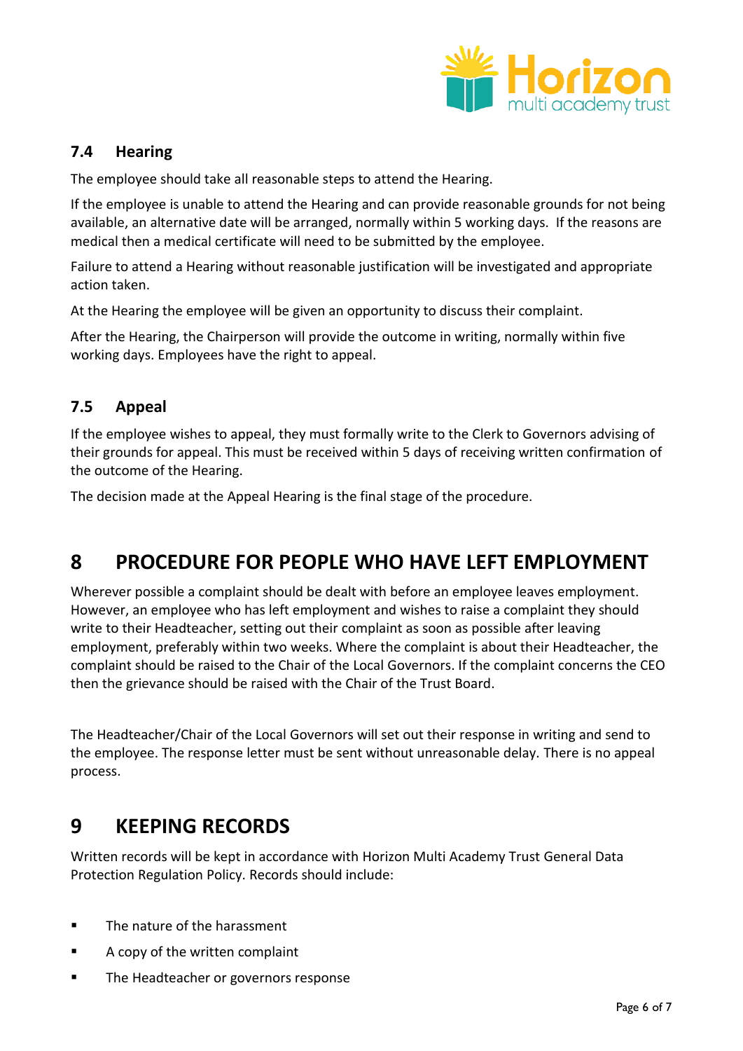### 7.4 Hearing

The employee should take all reasonable steps to attend the Hearing.

If the employee is unable to attend the Hearing and can provide reasonable grounds for not being available, an alternative date will be arranged, normally within 5 working days. If the reasons are medical then a medical certificate will need to be submitted by the employee.

Failure to attend a Hearing without reasonable justification will be investigated and appropriate action taken.

At the Hearing the employee will be given an opportunity to discuss their complaint.

After the Hearing, the Chairperson will provide the outcome in writing, normally within five working days. Employees have the right to appeal.

### 7.5 Appeal

If the employee wishes to appeal, they must formally write to the Clerk to Governors advising of their grounds for appeal. This must be received within 5 days of receiving written confirmation of the outcome of the Hearing.

The decision made at the Appeal Hearing is the final stage of the procedure.

## 8 PROCEDURE FOR PEOPLE WHO HAVE LEFT EMPLOYMENT

Wherever possible a complaint should be dealt with before an employee leaves employment. However, an employee who has left employment and wishes to raise a complaint they should write to their Headteacher, setting out their complaint as soon as possible after leaving employment, preferably within two weeks. Where the complaint is about their Headteacher, the complaint should be raised to the Chair of the Local Governors. If the complaint concerns the CEO then the grievance should be raised with the Chair of the Trust Board.

The Headteacher/Chair of the Local Governors will set out their response in writing and send to the employee. The response letter must be sent without unreasonable delay. There is no appeal process.

## 9 KEEPING RECORDS

Written records will be kept in accordance with Horizon Multi Academy Trust General Data Protection Regulation Policy. Records should include:

- The nature of the harassment
- A copy of the written complaint
- The Headteacher or governors response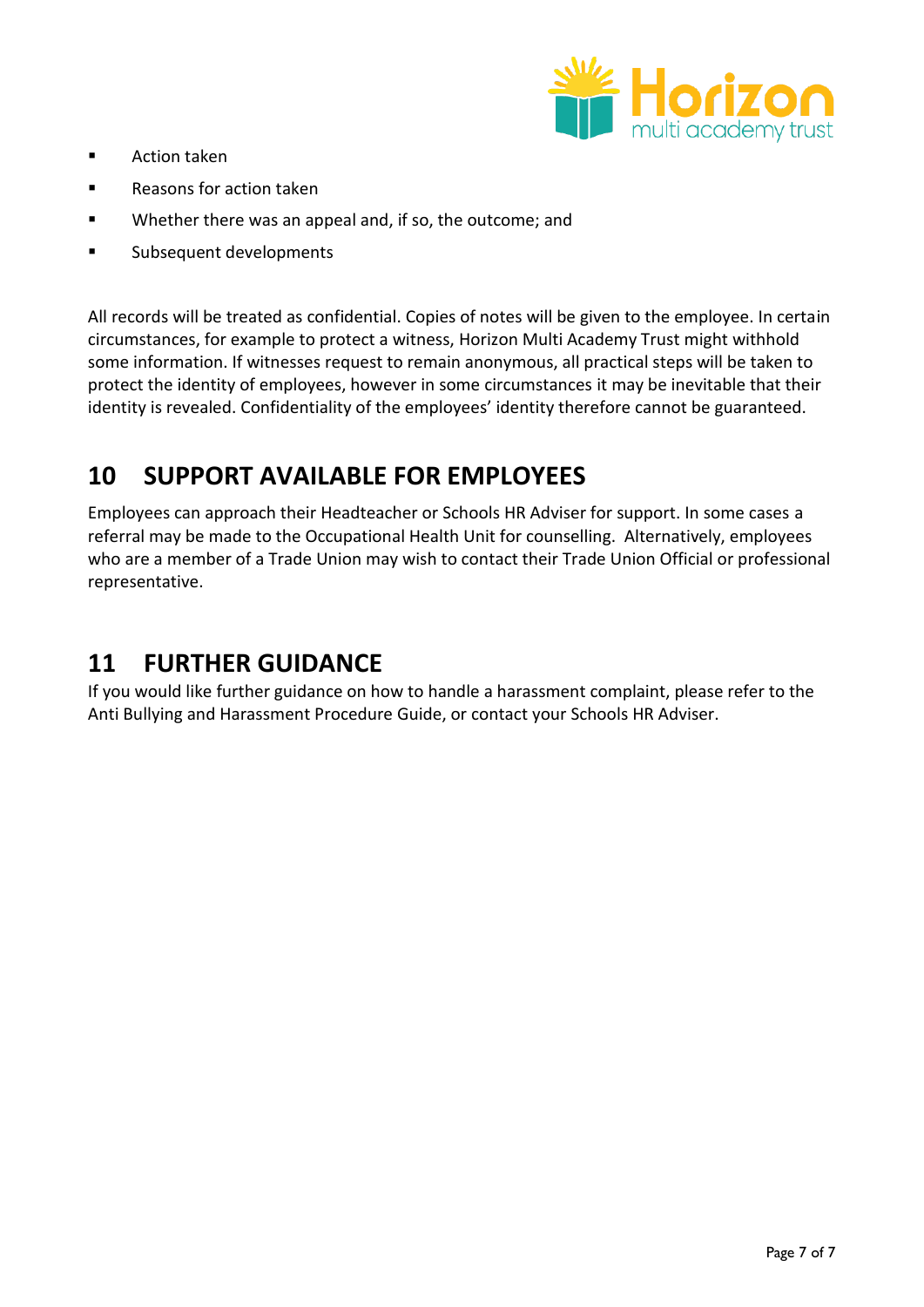- Action taken
- Reasons for action taken
- Whether there was an appeal and, if so, the outcome; and
- Subsequent developments

All records will be treated as confidential. Copies of notes will be given to the employee. In certain circumstances, for example to protect a witness, Horizon Multi Academy Trust might withhold some information. If witnesses request to remain anonymous, all practical steps will be taken to protect the identity of employees, however in some circumstances it may be inevitable that their identity is revealed. Confidentiality of the employees' identity therefore cannot be guaranteed.

## 10 SUPPORT AVAILABLE FOR EMPLOYEES

Employees can approach their Headteacher or Schools HR Adviser for support. In some cases a referral may be made to the Occupational Health Unit for counselling. Alternatively, employees who are a member of a Trade Union may wish to contact their Trade Union Official or professional representative.

## 11 FURTHER GUIDANCE

If you would like further guidance on how to handle a harassment complaint, please refer to the Anti Bullying and Harassment Procedure Guide, or contact your Schools HR Adviser.